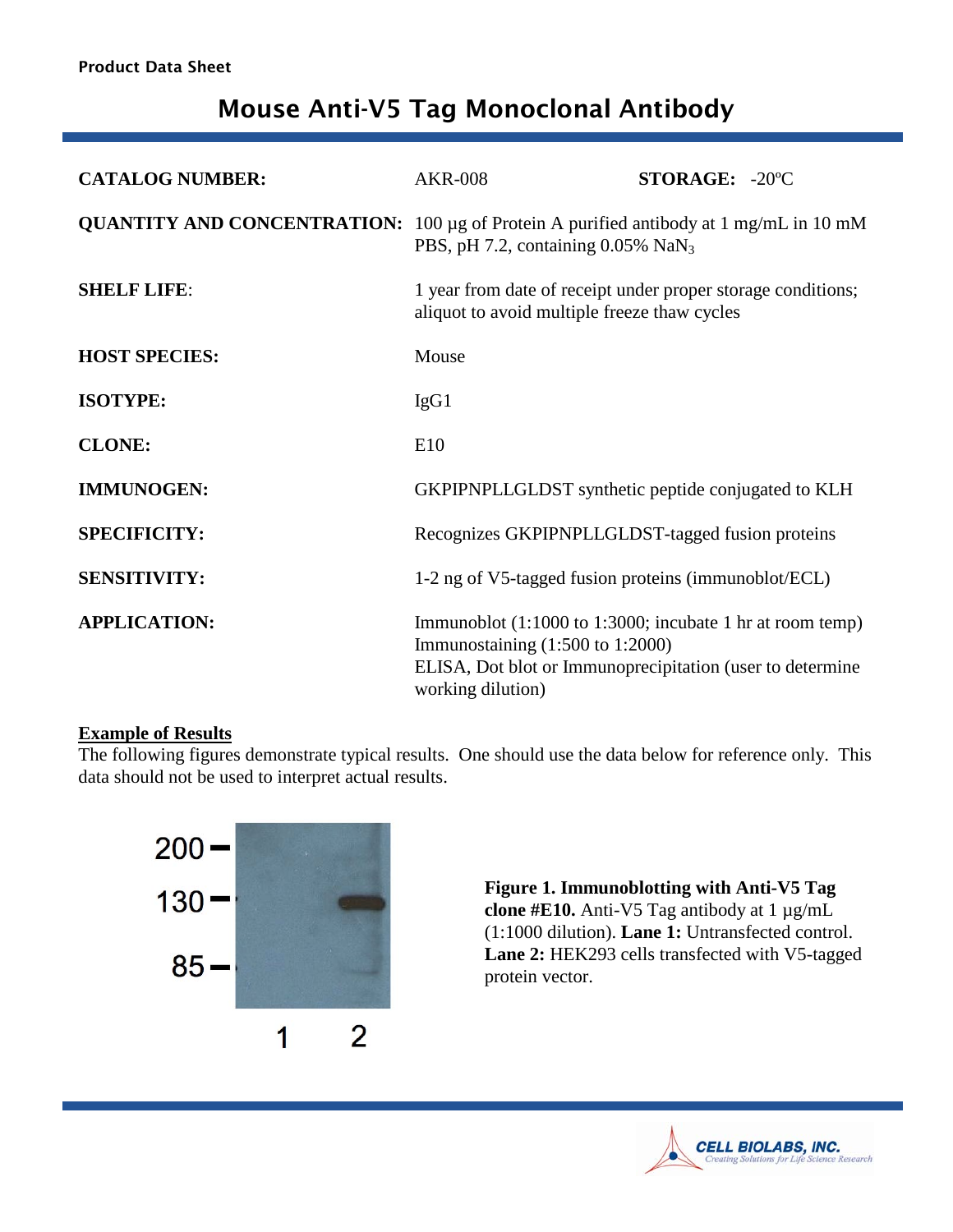Product Data Sheet

# Mouse Anti-V5 Tag Monoclonal Antibody

**CATALOG NUMBER:** AKR-008 **STORAGE:** -20ºC

**QUANTITY AND CONCENTRATION:** 100 µg of Protein A purified antibody at 1 mg/mL in 10 mM PBS, pH 7.2, containing 0.05% $NaN_3$

**SHELF LIFE:** 1 year from date of receipt under proper storage conditions; aliquot to avoid multiple freeze thaw cycles

**HOST SPECIES:** Mouse

**ISOTYPE:** IgG1

**CLONE:** E10

**IMMUNOGEN:** GKPIPNPLLGLDST synthetic peptide conjugated to KLH

**SPECIFICITY:** Recognizes GKPIPNPLLGLDST-tagged fusion proteins

**SENSITIVITY:** 1-2 ng of V5-tagged fusion proteins (immunoblot/ECL)

**APPLICATION:** Immunoblot (1:1000 to 1:3000; incubate 1 hr at room temp)
Immunostaining (1:500 to 1:2000)
ELISA, Dot blot or Immunoprecipitation (user to determine working dilution)

## Example of Results

The following figures demonstrate typical results. One should use the data below for reference only. This data should not be used to interpret actual results.

**Figure 1. Immunoblotting with Anti-V5 Tag clone #E10.** Anti-V5 Tag antibody at 1 µg/mL (1:1000 dilution). **Lane 1:** Untransfected control. **Lane 2:** HEK293 cells transfected with V5-tagged protein vector.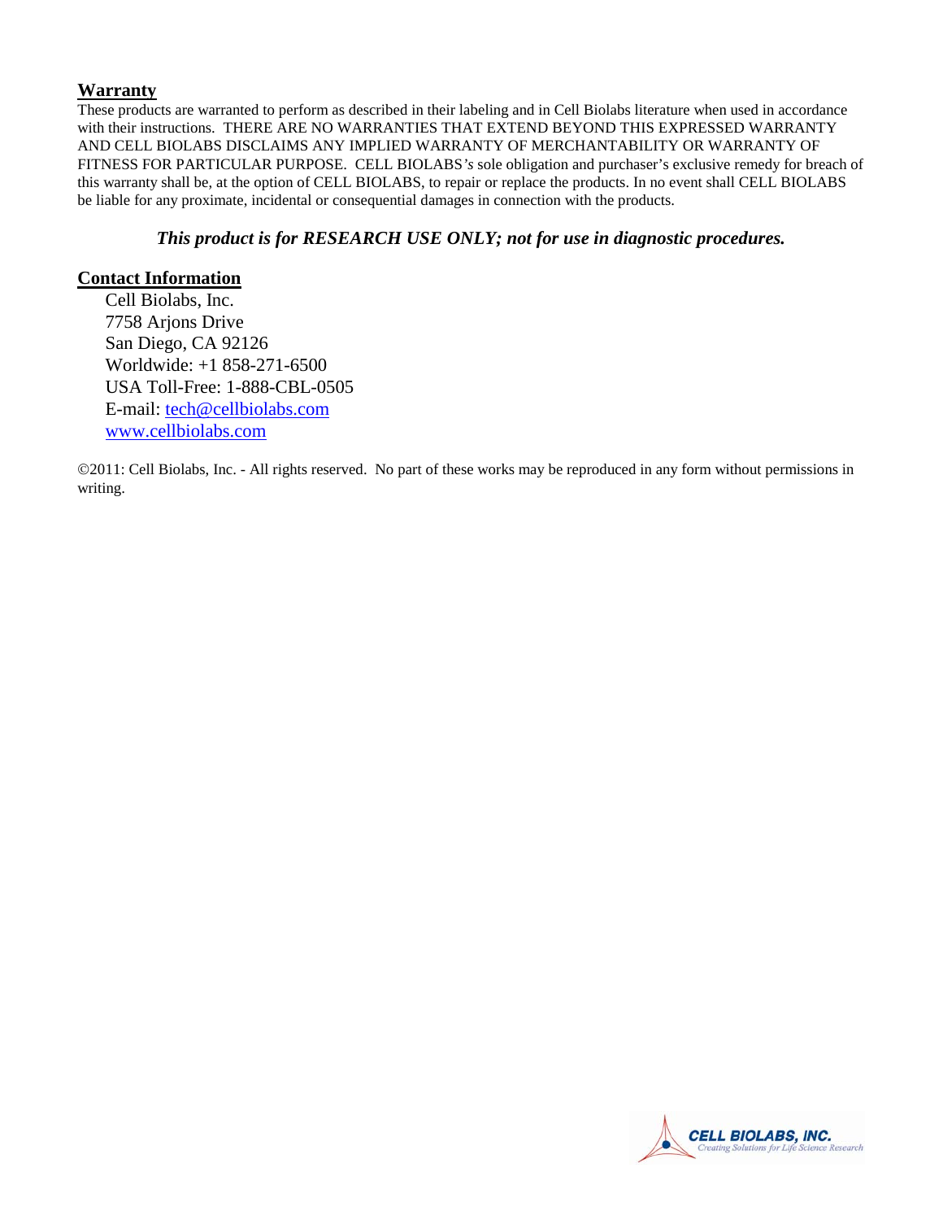## Warranty

These products are warranted to perform as described in their labeling and in Cell Biolabs literature when used in accordance with their instructions. THERE ARE NO WARRANTIES THAT EXTEND BEYOND THIS EXPRESSED WARRANTY AND CELL BIOLABS DISCLAIMS ANY IMPLIED WARRANTY OF MERCHANTABILITY OR WARRANTY OF FITNESS FOR PARTICULAR PURPOSE. CELL BIOLABS*'s* sole obligation and purchaser's exclusive remedy for breach of this warranty shall be, at the option of CELL BIOLABS, to repair or replace the products. In no event shall CELL BIOLABS be liable for any proximate, incidental or consequential damages in connection with the products.

***This product is for RESEARCH USE ONLY; not for use in diagnostic procedures.***

## Contact Information

Cell Biolabs, Inc.
7758 Arjons Drive
San Diego, CA 92126
Worldwide: +1 858-271-6500
USA Toll-Free: 1-888-CBL-0505
E-mail: tech@cellbiolabs.com
www.cellbiolabs.com

©2011: Cell Biolabs, Inc. - All rights reserved. No part of these works may be reproduced in any form without permissions in writing.

CELL BIOLABS, INC.
Creating Solutions for Life Science Research